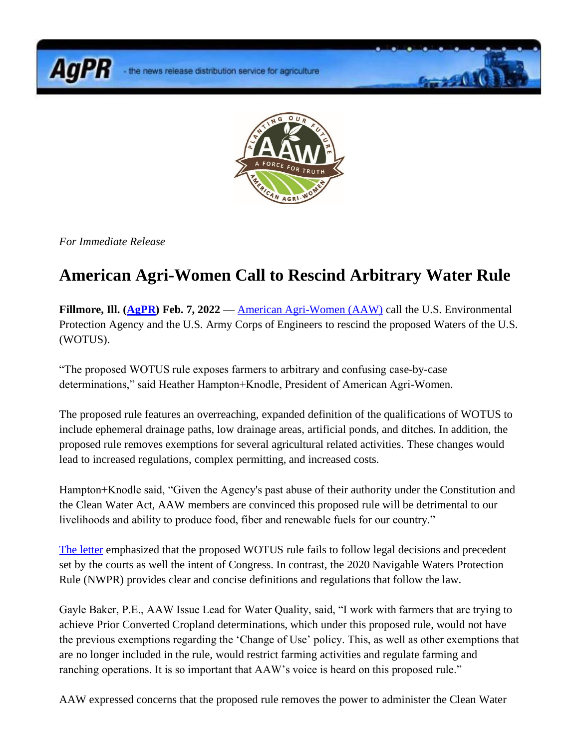*For Immediate Release*

# American Agri-Women Call to Rescind Arbitrary Water Rule

**Fillmore, Ill. (AgPR) Feb. 7, 2022** — American Agri-Women (AAW) call the U.S. Environmental Protection Agency and the U.S. Army Corps of Engineers to rescind the proposed Waters of the U.S. (WOTUS).

"The proposed WOTUS rule exposes farmers to arbitrary and confusing case-by-case determinations," said Heather Hampton+Knodle, President of American Agri-Women.

The proposed rule features an overreaching, expanded definition of the qualifications of WOTUS to include ephemeral drainage paths, low drainage areas, artificial ponds, and ditches. In addition, the proposed rule removes exemptions for several agricultural related activities. These changes would lead to increased regulations, complex permitting, and increased costs.

Hampton+Knodle said, "Given the Agency's past abuse of their authority under the Constitution and the Clean Water Act, AAW members are convinced this proposed rule will be detrimental to our livelihoods and ability to produce food, fiber and renewable fuels for our country."

The letter emphasized that the proposed WOTUS rule fails to follow legal decisions and precedent set by the courts as well the intent of Congress. In contrast, the 2020 Navigable Waters Protection Rule (NWPR) provides clear and concise definitions and regulations that follow the law.

Gayle Baker, P.E., AAW Issue Lead for Water Quality, said, "I work with farmers that are trying to achieve Prior Converted Cropland determinations, which under this proposed rule, would not have the previous exemptions regarding the 'Change of Use' policy. This, as well as other exemptions that are no longer included in the rule, would restrict farming activities and regulate farming and ranching operations. It is so important that AAW's voice is heard on this proposed rule."

AAW expressed concerns that the proposed rule removes the power to administer the Clean Water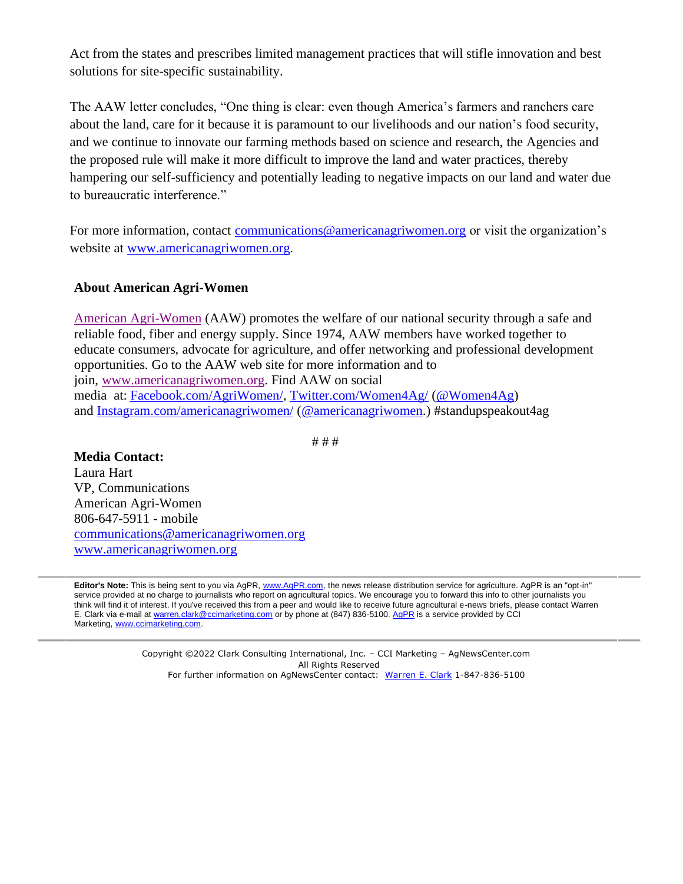Act from the states and prescribes limited management practices that will stifle innovation and best solutions for site-specific sustainability.

The AAW letter concludes, "One thing is clear: even though America's farmers and ranchers care about the land, care for it because it is paramount to our livelihoods and our nation's food security, and we continue to innovate our farming methods based on science and research, the Agencies and the proposed rule will make it more difficult to improve the land and water practices, thereby hampering our self-sufficiency and potentially leading to negative impacts on our land and water due to bureaucratic interference."

For more information, contact communications@americanagriwomen.org or visit the organization's website at www.americanagriwomen.org.

**About American Agri-Women**

American Agri-Women (AAW) promotes the welfare of our national security through a safe and reliable food, fiber and energy supply. Since 1974, AAW members have worked together to educate consumers, advocate for agriculture, and offer networking and professional development opportunities. Go to the AAW web site for more information and to join, www.americanagriwomen.org. Find AAW on social media at: Facebook.com/AgriWomen/, Twitter.com/Women4Ag/ (@Women4Ag) and Instagram.com/americanagriwomen/ (@americanagriwomen.) #standupspeakout4ag

# # #

**Media Contact:**
Laura Hart
VP, Communications
American Agri-Women
806-647-5911 - mobile
communications@americanagriwomen.org
www.americanagriwomen.org

---

**Editor's Note:** This is being sent to you via AgPR, www.AgPR.com, the news release distribution service for agriculture. AgPR is an "opt-in" service provided at no charge to journalists who report on agricultural topics. We encourage you to forward this info to other journalists you think will find it of interest. If you've received this from a peer and would like to receive future agricultural e-news briefs, please contact Warren E. Clark via e-mail at warren.clark@ccimarketing.com or by phone at (847) 836-5100. AgPR is a service provided by CCI Marketing, www.ccimarketing.com.

---

Copyright ©2022 Clark Consulting International, Inc. – CCI Marketing – AgNewsCenter.com
All Rights Reserved
For further information on AgNewsCenter contact: Warren E. Clark 1-847-836-5100